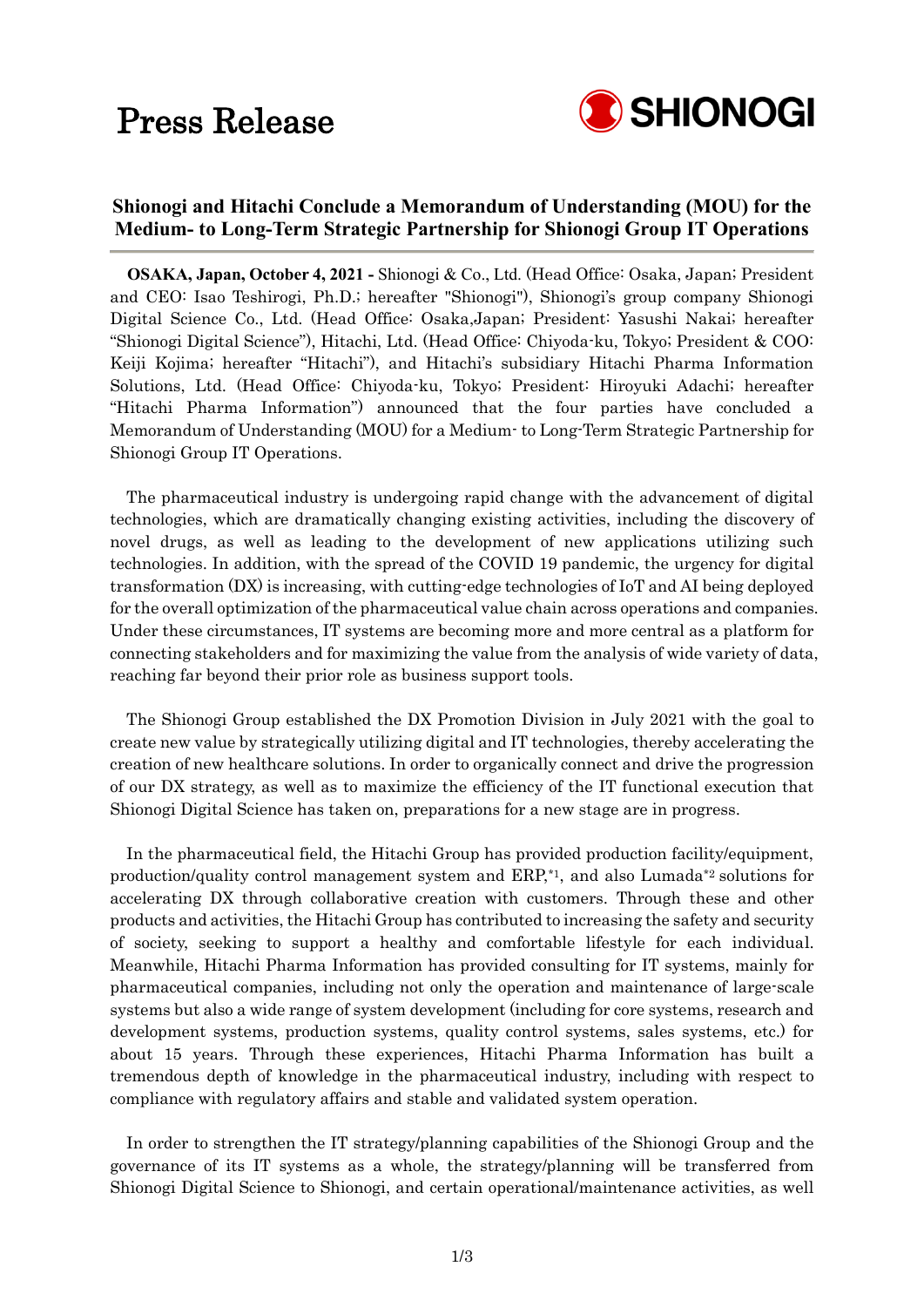# Press Release

SHIONOGI

## Shionogi and Hitachi Conclude a Memorandum of Understanding (MOU) for the Medium- to Long-Term Strategic Partnership for Shionogi Group IT Operations

**OSAKA, Japan, October 4, 2021 -** Shionogi & Co., Ltd. (Head Office: Osaka, Japan; President and CEO: Isao Teshirogi, Ph.D.; hereafter "Shionogi"), Shionogi's group company Shionogi Digital Science Co., Ltd. (Head Office: Osaka,Japan; President: Yasushi Nakai; hereafter "Shionogi Digital Science"), Hitachi, Ltd. (Head Office: Chiyoda-ku, Tokyo; President & COO: Keiji Kojima; hereafter "Hitachi"), and Hitachi's subsidiary Hitachi Pharma Information Solutions, Ltd. (Head Office: Chiyoda-ku, Tokyo; President: Hiroyuki Adachi; hereafter "Hitachi Pharma Information") announced that the four parties have concluded a Memorandum of Understanding (MOU) for a Medium- to Long-Term Strategic Partnership for Shionogi Group IT Operations.

The pharmaceutical industry is undergoing rapid change with the advancement of digital technologies, which are dramatically changing existing activities, including the discovery of novel drugs, as well as leading to the development of new applications utilizing such technologies. In addition, with the spread of the COVID 19 pandemic, the urgency for digital transformation (DX) is increasing, with cutting-edge technologies of IoT and AI being deployed for the overall optimization of the pharmaceutical value chain across operations and companies. Under these circumstances, IT systems are becoming more and more central as a platform for connecting stakeholders and for maximizing the value from the analysis of wide variety of data, reaching far beyond their prior role as business support tools.

The Shionogi Group established the DX Promotion Division in July 2021 with the goal to create new value by strategically utilizing digital and IT technologies, thereby accelerating the creation of new healthcare solutions. In order to organically connect and drive the progression of our DX strategy, as well as to maximize the efficiency of the IT functional execution that Shionogi Digital Science has taken on, preparations for a new stage are in progress.

In the pharmaceutical field, the Hitachi Group has provided production facility/equipment, production/quality control management system and ERP,[*1], and also Lumada[*2] solutions for accelerating DX through collaborative creation with customers. Through these and other products and activities, the Hitachi Group has contributed to increasing the safety and security of society, seeking to support a healthy and comfortable lifestyle for each individual. Meanwhile, Hitachi Pharma Information has provided consulting for IT systems, mainly for pharmaceutical companies, including not only the operation and maintenance of large-scale systems but also a wide range of system development (including for core systems, research and development systems, production systems, quality control systems, sales systems, etc.) for about 15 years. Through these experiences, Hitachi Pharma Information has built a tremendous depth of knowledge in the pharmaceutical industry, including with respect to compliance with regulatory affairs and stable and validated system operation.

In order to strengthen the IT strategy/planning capabilities of the Shionogi Group and the governance of its IT systems as a whole, the strategy/planning will be transferred from Shionogi Digital Science to Shionogi, and certain operational/maintenance activities, as well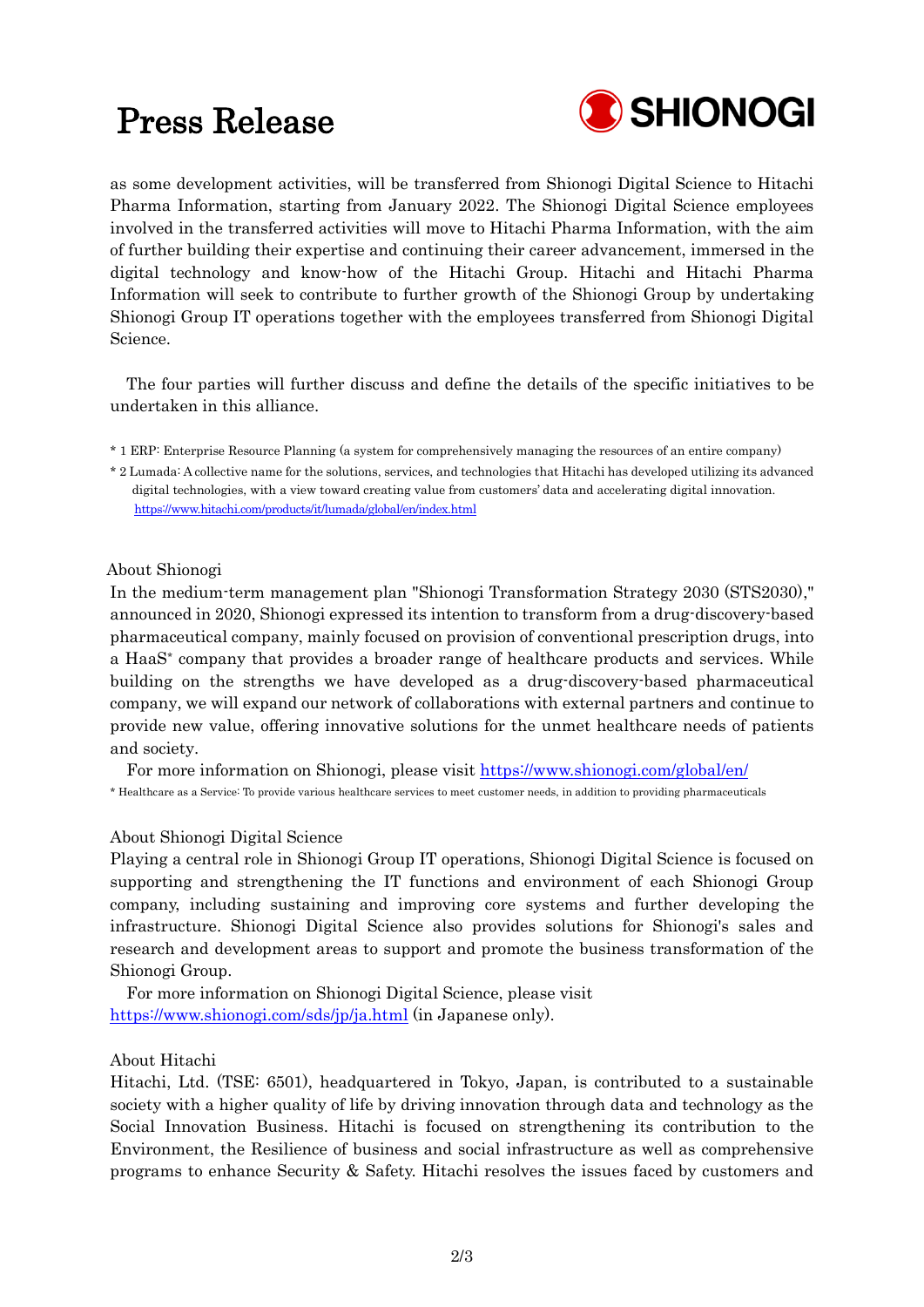as some development activities, will be transferred from Shionogi Digital Science to Hitachi Pharma Information, starting from January 2022. The Shionogi Digital Science employees involved in the transferred activities will move to Hitachi Pharma Information, with the aim of further building their expertise and continuing their career advancement, immersed in the digital technology and know-how of the Hitachi Group. Hitachi and Hitachi Pharma Information will seek to contribute to further growth of the Shionogi Group by undertaking Shionogi Group IT operations together with the employees transferred from Shionogi Digital Science.

The four parties will further discuss and define the details of the specific initiatives to be undertaken in this alliance.

* 1 ERP: Enterprise Resource Planning (a system for comprehensively managing the resources of an entire company)

* 2 Lumada: A collective name for the solutions, services, and technologies that Hitachi has developed utilizing its advanced digital technologies, with a view toward creating value from customers' data and accelerating digital innovation. https://www.hitachi.com/products/it/lumada/global/en/index.html

About Shionogi

In the medium-term management plan "Shionogi Transformation Strategy 2030 (STS2030)," announced in 2020, Shionogi expressed its intention to transform from a drug-discovery-based pharmaceutical company, mainly focused on provision of conventional prescription drugs, into a HaaS* company that provides a broader range of healthcare products and services. While building on the strengths we have developed as a drug-discovery-based pharmaceutical company, we will expand our network of collaborations with external partners and continue to provide new value, offering innovative solutions for the unmet healthcare needs of patients and society.

For more information on Shionogi, please visit https://www.shionogi.com/global/en/

* Healthcare as a Service: To provide various healthcare services to meet customer needs, in addition to providing pharmaceuticals

About Shionogi Digital Science

Playing a central role in Shionogi Group IT operations, Shionogi Digital Science is focused on supporting and strengthening the IT functions and environment of each Shionogi Group company, including sustaining and improving core systems and further developing the infrastructure. Shionogi Digital Science also provides solutions for Shionogi's sales and research and development areas to support and promote the business transformation of the Shionogi Group.

For more information on Shionogi Digital Science, please visit https://www.shionogi.com/sds/jp/ja.html (in Japanese only).

About Hitachi

Hitachi, Ltd. (TSE: 6501), headquartered in Tokyo, Japan, is contributed to a sustainable society with a higher quality of life by driving innovation through data and technology as the Social Innovation Business. Hitachi is focused on strengthening its contribution to the Environment, the Resilience of business and social infrastructure as well as comprehensive programs to enhance Security & Safety. Hitachi resolves the issues faced by customers and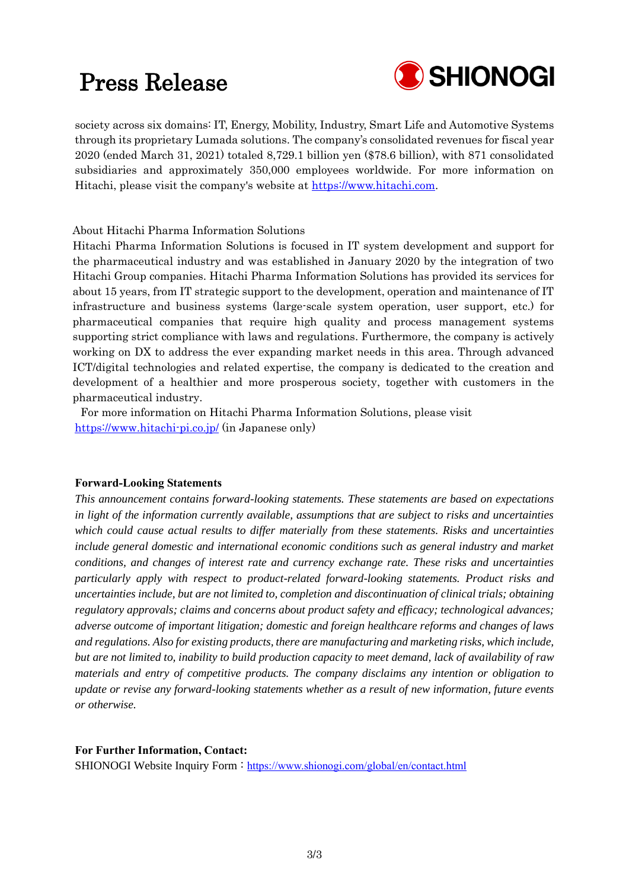society across six domains: IT, Energy, Mobility, Industry, Smart Life and Automotive Systems through its proprietary Lumada solutions. The company's consolidated revenues for fiscal year 2020 (ended March 31, 2021) totaled 8,729.1 billion yen ($78.6 billion), with 871 consolidated subsidiaries and approximately 350,000 employees worldwide. For more information on Hitachi, please visit the company's website at https://www.hitachi.com.

About Hitachi Pharma Information Solutions

Hitachi Pharma Information Solutions is focused in IT system development and support for the pharmaceutical industry and was established in January 2020 by the integration of two Hitachi Group companies. Hitachi Pharma Information Solutions has provided its services for about 15 years, from IT strategic support to the development, operation and maintenance of IT infrastructure and business systems (large-scale system operation, user support, etc.) for pharmaceutical companies that require high quality and process management systems supporting strict compliance with laws and regulations. Furthermore, the company is actively working on DX to address the ever expanding market needs in this area. Through advanced ICT/digital technologies and related expertise, the company is dedicated to the creation and development of a healthier and more prosperous society, together with customers in the pharmaceutical industry.

For more information on Hitachi Pharma Information Solutions, please visit https://www.hitachi-pi.co.jp/ (in Japanese only)

**Forward-Looking Statements**

*This announcement contains forward-looking statements. These statements are based on expectations in light of the information currently available, assumptions that are subject to risks and uncertainties which could cause actual results to differ materially from these statements. Risks and uncertainties include general domestic and international economic conditions such as general industry and market conditions, and changes of interest rate and currency exchange rate. These risks and uncertainties particularly apply with respect to product-related forward-looking statements. Product risks and uncertainties include, but are not limited to, completion and discontinuation of clinical trials; obtaining regulatory approvals; claims and concerns about product safety and efficacy; technological advances; adverse outcome of important litigation; domestic and foreign healthcare reforms and changes of laws and regulations. Also for existing products, there are manufacturing and marketing risks, which include, but are not limited to, inability to build production capacity to meet demand, lack of availability of raw materials and entry of competitive products. The company disclaims any intention or obligation to update or revise any forward-looking statements whether as a result of new information, future events or otherwise.*

**For Further Information, Contact:**

SHIONOGI Website Inquiry Form：https://www.shionogi.com/global/en/contact.html